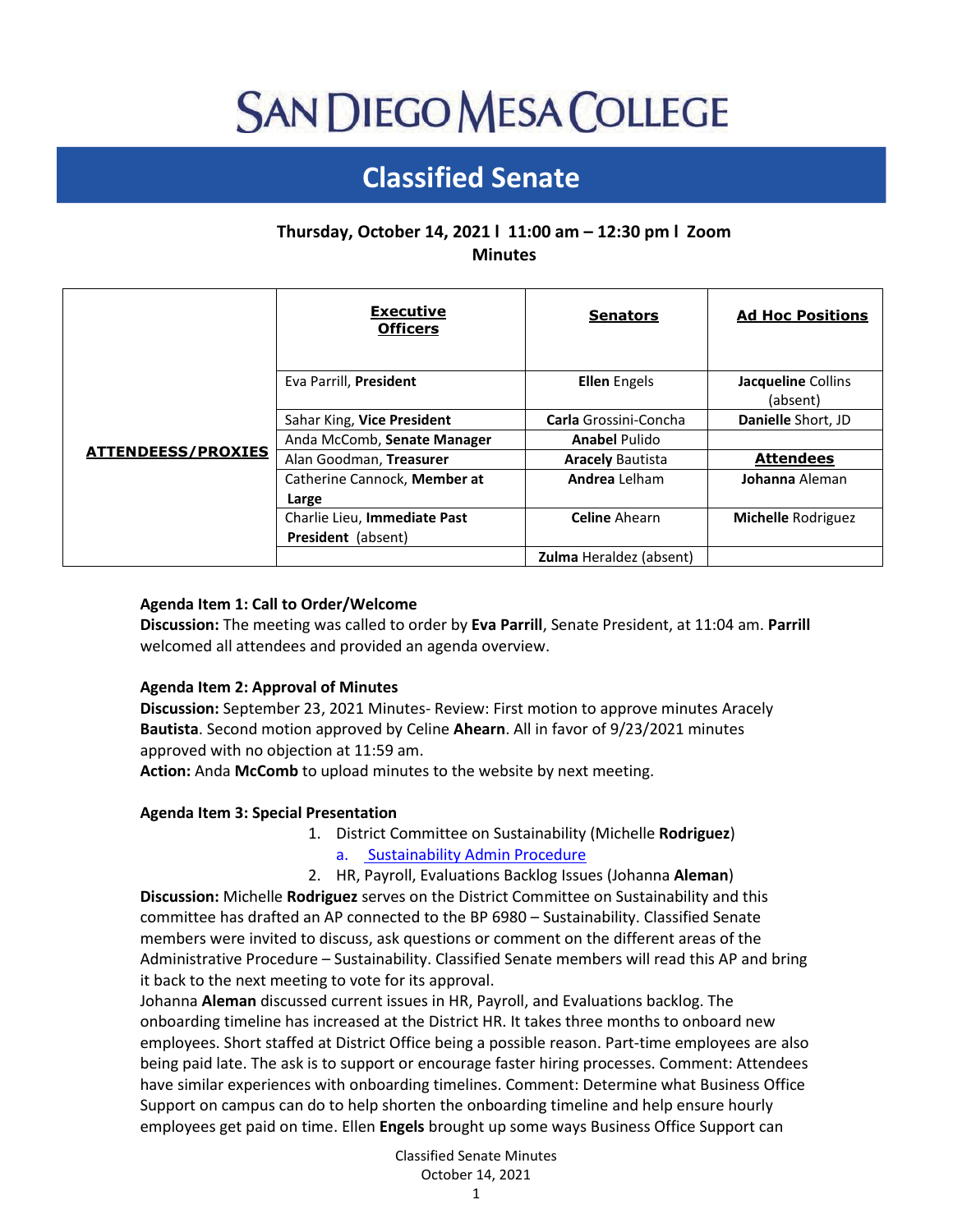# SAN DIEGO MESA COLLEGE

## Classified Senate

**Thursday, October 14, 2021 l 11:00 am – 12:30 pm l Zoom**

**Minutes**

| ATTENDEESS/PROXIES | Executive Officers | Senators | Ad Hoc Positions |
|---|---|---|---|
| | Eva Parrill, **President** | **Ellen** Engels | **Jacqueline** Collins (absent) |
| | Sahar King, **Vice President** | **Carla** Grossini-Concha | **Danielle** Short, JD |
| | Anda McComb, **Senate Manager** | **Anabel** Pulido | |
| | Alan Goodman, **Treasurer** | **Aracely** Bautista | **Attendees** |
| | Catherine Cannock, **Member at Large** | **Andrea** Lelham | **Johanna** Aleman |
| | Charlie Lieu, **Immediate Past President** (absent) | **Celine** Ahearn | **Michelle** Rodriguez |
| | | **Zulma** Heraldez (absent) | |

**Agenda Item 1: Call to Order/Welcome**

**Discussion:** The meeting was called to order by **Eva Parrill**, Senate President, at 11:04 am. **Parrill** welcomed all attendees and provided an agenda overview.

**Agenda Item 2: Approval of Minutes**

**Discussion:** September 23, 2021 Minutes- Review: First motion to approve minutes Aracely **Bautista**. Second motion approved by Celine **Ahearn**. All in favor of 9/23/2021 minutes approved with no objection at 11:59 am.

**Action:** Anda **McComb** to upload minutes to the website by next meeting.

**Agenda Item 3: Special Presentation**

1. District Committee on Sustainability (Michelle **Rodriguez**)
   a. Sustainability Admin Procedure
2. HR, Payroll, Evaluations Backlog Issues (Johanna **Aleman**)

**Discussion:** Michelle **Rodriguez** serves on the District Committee on Sustainability and this committee has drafted an AP connected to the BP 6980 – Sustainability. Classified Senate members were invited to discuss, ask questions or comment on the different areas of the Administrative Procedure – Sustainability. Classified Senate members will read this AP and bring it back to the next meeting to vote for its approval.

Johanna **Aleman** discussed current issues in HR, Payroll, and Evaluations backlog. The onboarding timeline has increased at the District HR. It takes three months to onboard new employees. Short staffed at District Office being a possible reason. Part-time employees are also being paid late. The ask is to support or encourage faster hiring processes. Comment: Attendees have similar experiences with onboarding timelines. Comment: Determine what Business Office Support on campus can do to help shorten the onboarding timeline and help ensure hourly employees get paid on time. Ellen **Engels** brought up some ways Business Office Support can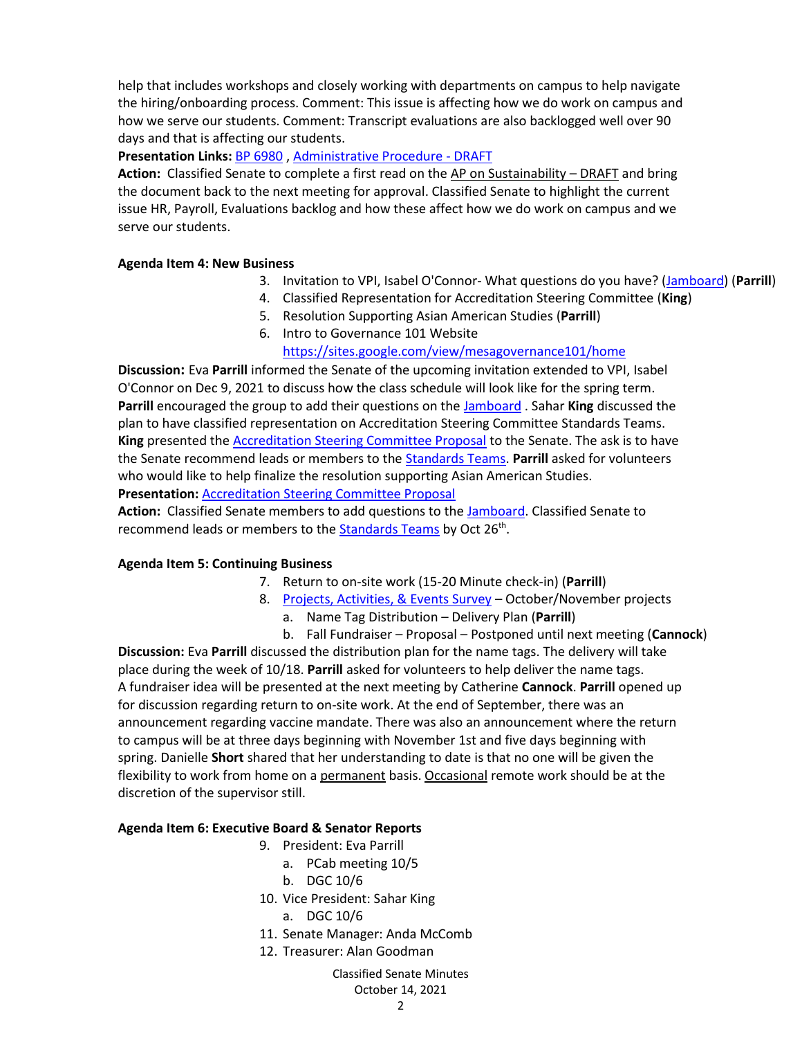help that includes workshops and closely working with departments on campus to help navigate the hiring/onboarding process. Comment: This issue is affecting how we do work on campus and how we serve our students. Comment: Transcript evaluations are also backlogged well over 90 days and that is affecting our students.

**Presentation Links:** BP 6980 , Administrative Procedure - DRAFT

**Action:** Classified Senate to complete a first read on the AP on Sustainability – DRAFT and bring the document back to the next meeting for approval. Classified Senate to highlight the current issue HR, Payroll, Evaluations backlog and how these affect how we do work on campus and we serve our students.

**Agenda Item 4: New Business**

3. Invitation to VPI, Isabel O'Connor- What questions do you have? (Jamboard) (**Parrill**)
4. Classified Representation for Accreditation Steering Committee (**King**)
5. Resolution Supporting Asian American Studies (**Parrill**)
6. Intro to Governance 101 Website https://sites.google.com/view/mesagovernance101/home

**Discussion:** Eva **Parrill** informed the Senate of the upcoming invitation extended to VPI, Isabel O'Connor on Dec 9, 2021 to discuss how the class schedule will look like for the spring term. **Parrill** encouraged the group to add their questions on the Jamboard . Sahar **King** discussed the plan to have classified representation on Accreditation Steering Committee Standards Teams. **King** presented the Accreditation Steering Committee Proposal to the Senate. The ask is to have the Senate recommend leads or members to the Standards Teams. **Parrill** asked for volunteers who would like to help finalize the resolution supporting Asian American Studies.

**Presentation:** Accreditation Steering Committee Proposal

**Action:** Classified Senate members to add questions to the Jamboard. Classified Senate to recommend leads or members to the Standards Teams by Oct 26th.

**Agenda Item 5: Continuing Business**

7. Return to on-site work (15-20 Minute check-in) (**Parrill**)
8. Projects, Activities, & Events Survey – October/November projects
   a. Name Tag Distribution – Delivery Plan (**Parrill**)
   b. Fall Fundraiser – Proposal – Postponed until next meeting (**Cannock**)

**Discussion:** Eva **Parrill** discussed the distribution plan for the name tags. The delivery will take place during the week of 10/18. **Parrill** asked for volunteers to help deliver the name tags. A fundraiser idea will be presented at the next meeting by Catherine **Cannock**. **Parrill** opened up for discussion regarding return to on-site work. At the end of September, there was an announcement regarding vaccine mandate. There was also an announcement where the return to campus will be at three days beginning with November 1st and five days beginning with spring. Danielle **Short** shared that her understanding to date is that no one will be given the flexibility to work from home on a permanent basis. Occasional remote work should be at the discretion of the supervisor still.

**Agenda Item 6: Executive Board & Senator Reports**

9. President: Eva Parrill
   a. PCab meeting 10/5
   b. DGC 10/6
10. Vice President: Sahar King
    a. DGC 10/6
11. Senate Manager: Anda McComb
12. Treasurer: Alan Goodman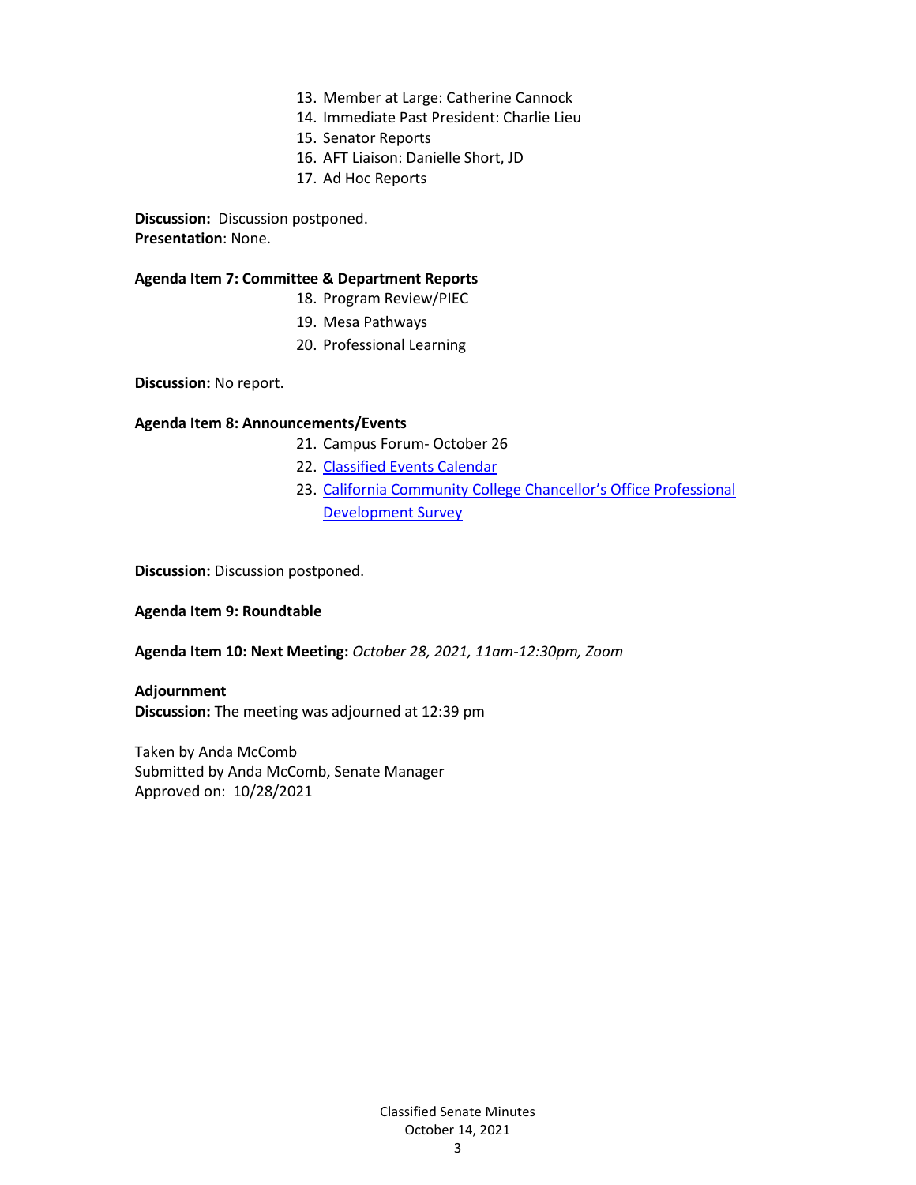13. Member at Large: Catherine Cannock
14. Immediate Past President: Charlie Lieu
15. Senator Reports
16. AFT Liaison: Danielle Short, JD
17. Ad Hoc Reports

**Discussion:** Discussion postponed.
**Presentation**: None.

**Agenda Item 7: Committee & Department Reports**

18. Program Review/PIEC
19. Mesa Pathways
20. Professional Learning

**Discussion:** No report.

**Agenda Item 8: Announcements/Events**

21. Campus Forum- October 26
22. Classified Events Calendar
23. California Community College Chancellor's Office Professional Development Survey

**Discussion:** Discussion postponed.

**Agenda Item 9: Roundtable**

**Agenda Item 10: Next Meeting:** *October 28, 2021, 11am-12:30pm, Zoom*

**Adjournment**
**Discussion:** The meeting was adjourned at 12:39 pm

Taken by Anda McComb
Submitted by Anda McComb, Senate Manager
Approved on: 10/28/2021